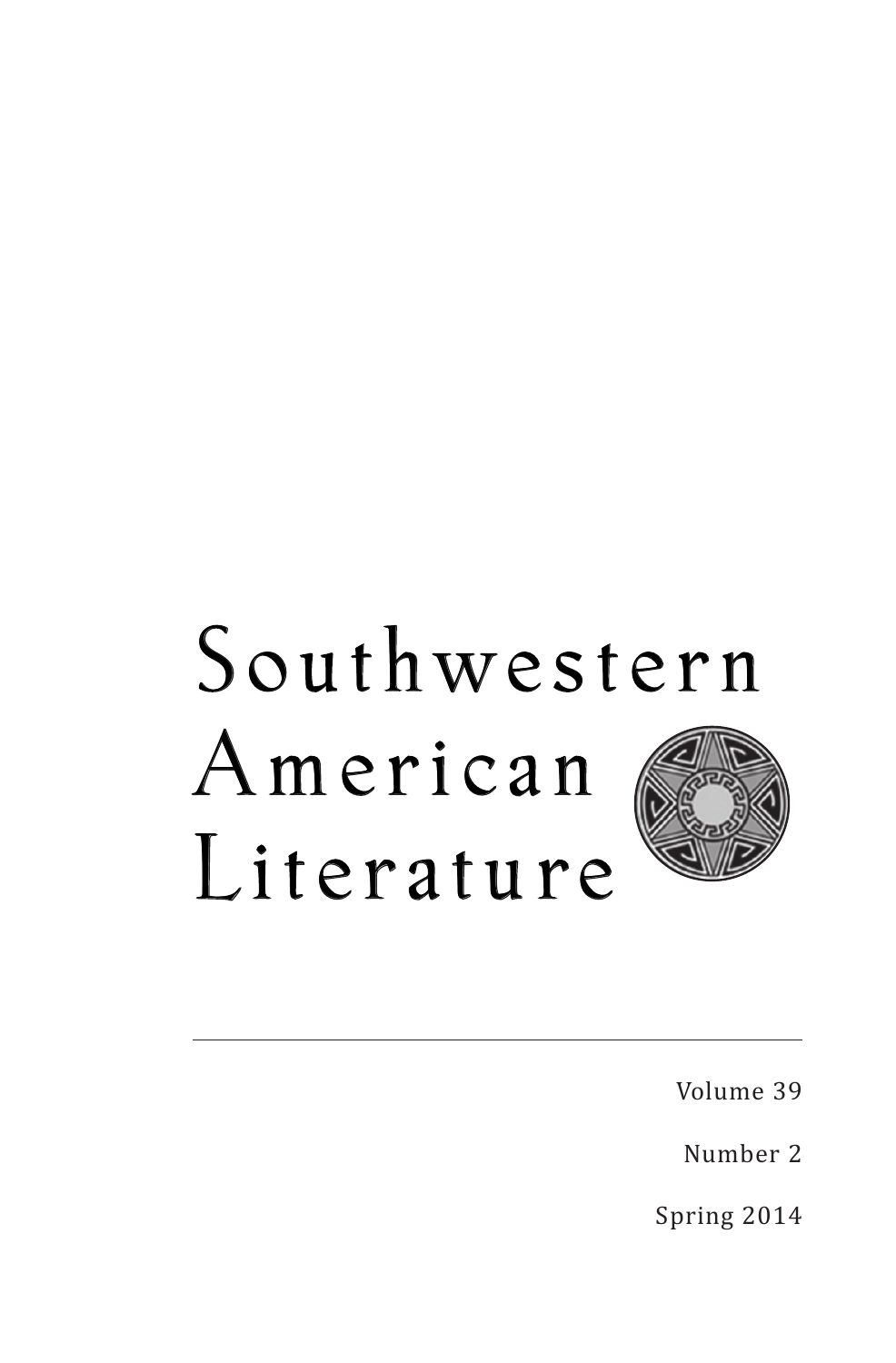# Southwestern American Literature

Volume 39

Number 2

Spring 2014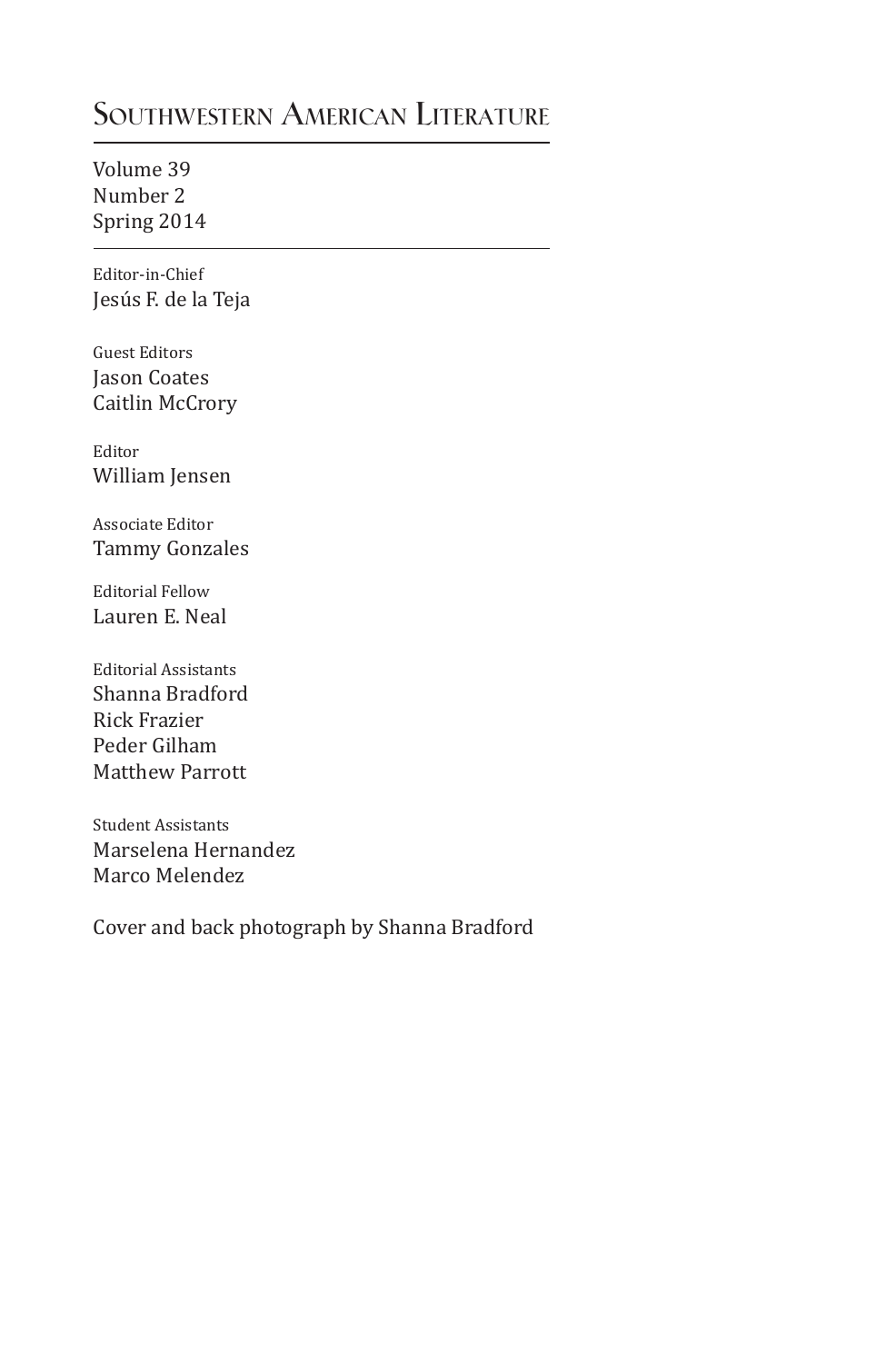# Southwestern American Literature

Volume 39
Number 2
Spring 2014

---

Editor-in-Chief
Jesús F. de la Teja

Guest Editors
Jason Coates
Caitlin McCrory

Editor
William Jensen

Associate Editor
Tammy Gonzales

Editorial Fellow
Lauren E. Neal

Editorial Assistants
Shanna Bradford
Rick Frazier
Peder Gilham
Matthew Parrott

Student Assistants
Marselena Hernandez
Marco Melendez

Cover and back photograph by Shanna Bradford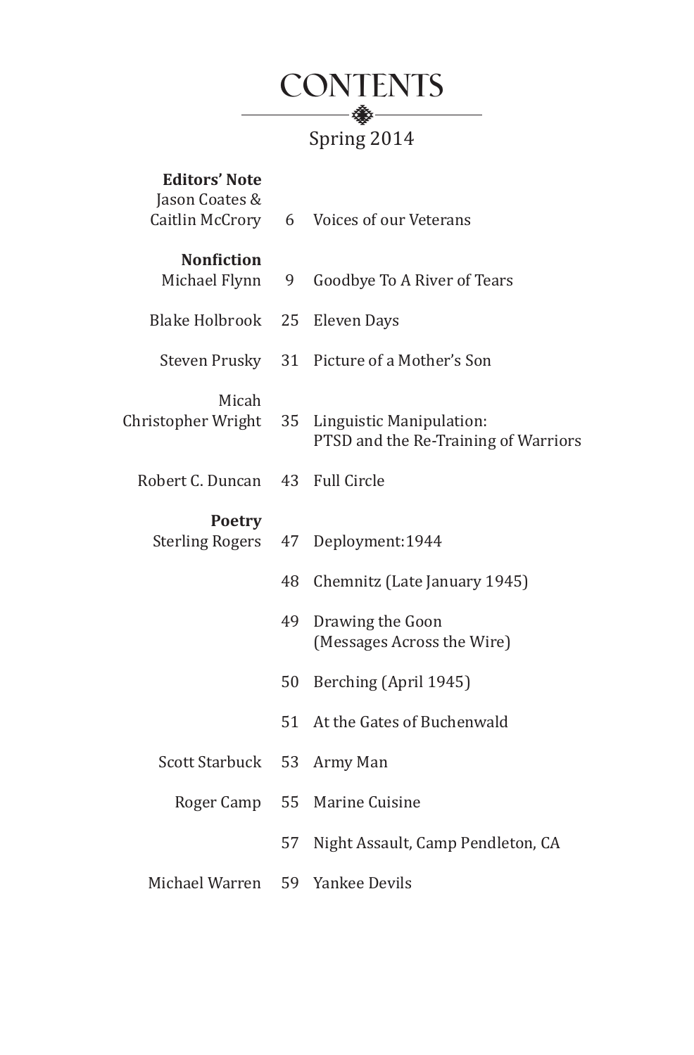# CONTENTS

Spring 2014

**Editors' Note**

Jason Coates & Caitlin McCrory — 6 — Voices of our Veterans

**Nonfiction**

Michael Flynn — 9 — Goodbye To A River of Tears

Blake Holbrook — 25 — Eleven Days

Steven Prusky — 31 — Picture of a Mother's Son

Micah Christopher Wright — 35 — Linguistic Manipulation: PTSD and the Re-Training of Warriors

Robert C. Duncan — 43 — Full Circle

**Poetry**

Sterling Rogers — 47 — Deployment:1944

48 — Chemnitz (Late January 1945)

49 — Drawing the Goon (Messages Across the Wire)

50 — Berching (April 1945)

51 — At the Gates of Buchenwald

Scott Starbuck — 53 — Army Man

Roger Camp — 55 — Marine Cuisine

57 — Night Assault, Camp Pendleton, CA

Michael Warren — 59 — Yankee Devils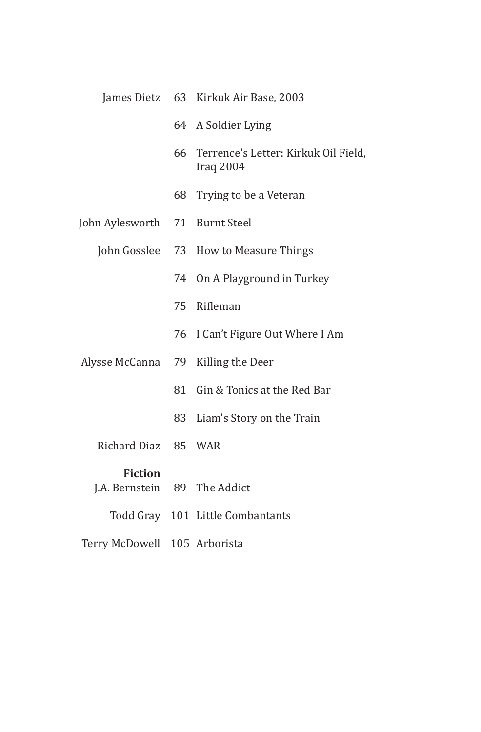| | | |
|---|---|---|
| James Dietz | 63 | Kirkuk Air Base, 2003 |
| | 64 | A Soldier Lying |
| | 66 | Terrence's Letter: Kirkuk Oil Field, Iraq 2004 |
| | 68 | Trying to be a Veteran |
| John Aylesworth | 71 | Burnt Steel |
| John Gosslee | 73 | How to Measure Things |
| | 74 | On A Playground in Turkey |
| | 75 | Rifleman |
| | 76 | I Can't Figure Out Where I Am |
| Alysse McCanna | 79 | Killing the Deer |
| | 81 | Gin & Tonics at the Red Bar |
| | 83 | Liam's Story on the Train |
| Richard Diaz | 85 | WAR |
| **Fiction** | | |
| J.A. Bernstein | 89 | The Addict |
| Todd Gray | 101 | Little Combantants |
| Terry McDowell | 105 | Arborista |